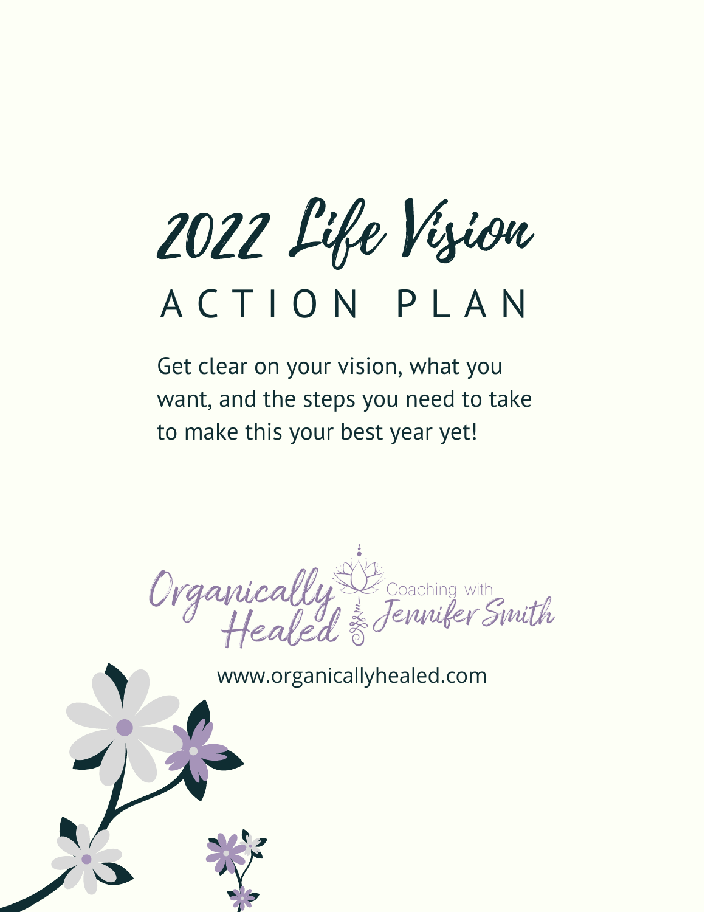# 2022 Life Vision

## ACTION PLAN

Get clear on your vision, what you want, and the steps you need to take to make this your best year yet!

Organically Healed

Coaching with Jennifer Smith

www.organicallyhealed.com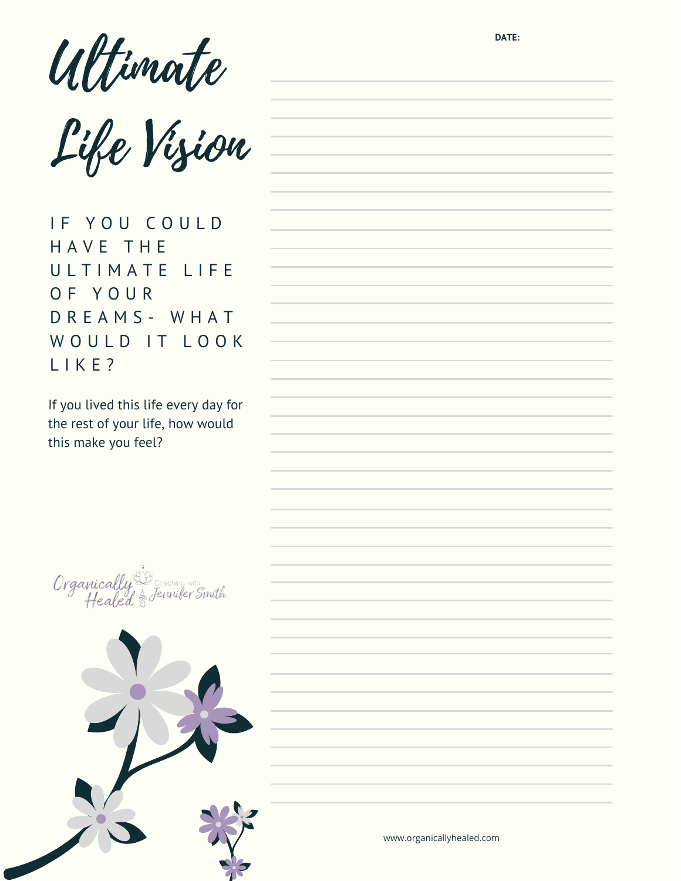# Ultimate Life Vision

DATE:

## IF YOU COULD HAVE THE ULTIMATE LIFE OF YOUR DREAMS- WHAT WOULD IT LOOK LIKE?

If you lived this life every day for the rest of your life, how would this make you feel?

Organically Healed Coaching with Jennifer Smith

www.organicallyhealed.com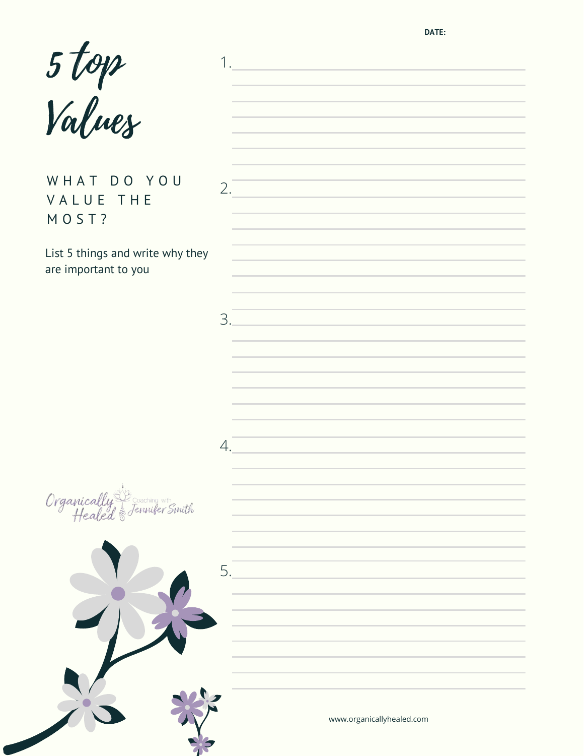DATE:

# 5 top Values

## WHAT DO YOU VALUE THE MOST?

List 5 things and write why they are important to you

1. 

2. 

3. 

4. 

5. 

Organically Healed — Coaching with Jennifer Smith

www.organicallyhealed.com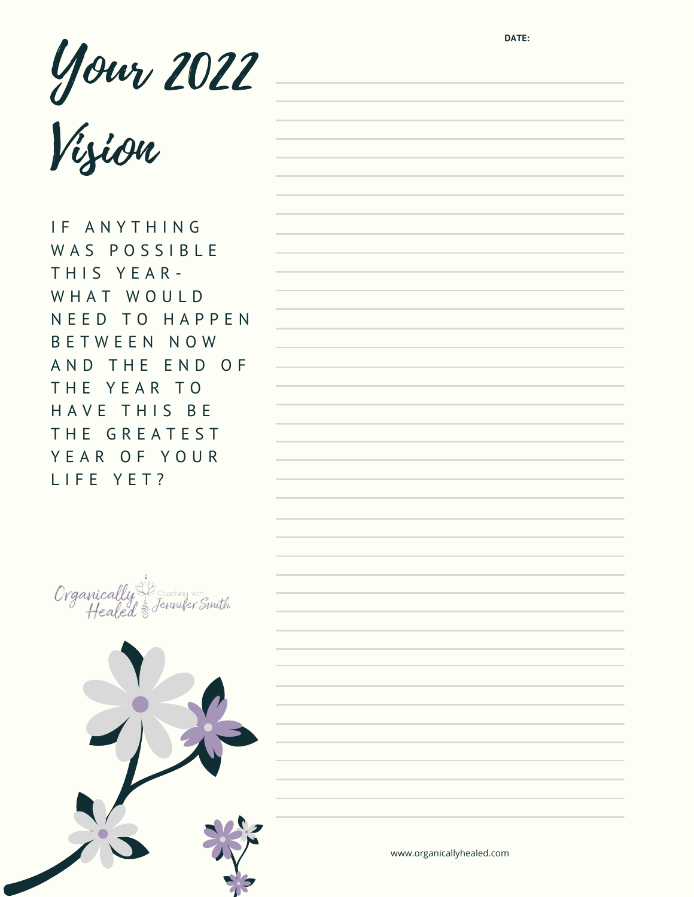# Your 2022 Vision

DATE:

IF ANYTHING WAS POSSIBLE THIS YEAR- WHAT WOULD NEED TO HAPPEN BETWEEN NOW AND THE END OF THE YEAR TO HAVE THIS BE THE GREATEST YEAR OF YOUR LIFE YET?

Organically Healed
Coaching with Jennifer Smith

www.organicallyhealed.com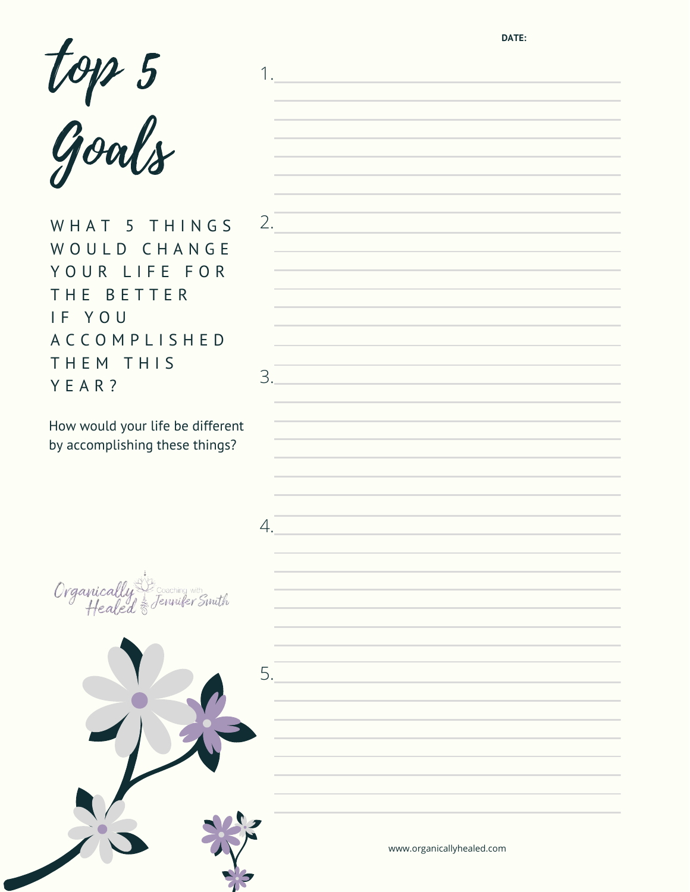DATE:

# top 5 Goals

WHAT 5 THINGS WOULD CHANGE YOUR LIFE FOR THE BETTER IF YOU ACCOMPLISHED THEM THIS YEAR?

How would your life be different by accomplishing these things?

1.

2.

3.

4.

5.

Organically Healed Coaching with Jennifer Smith

www.organicallyhealed.com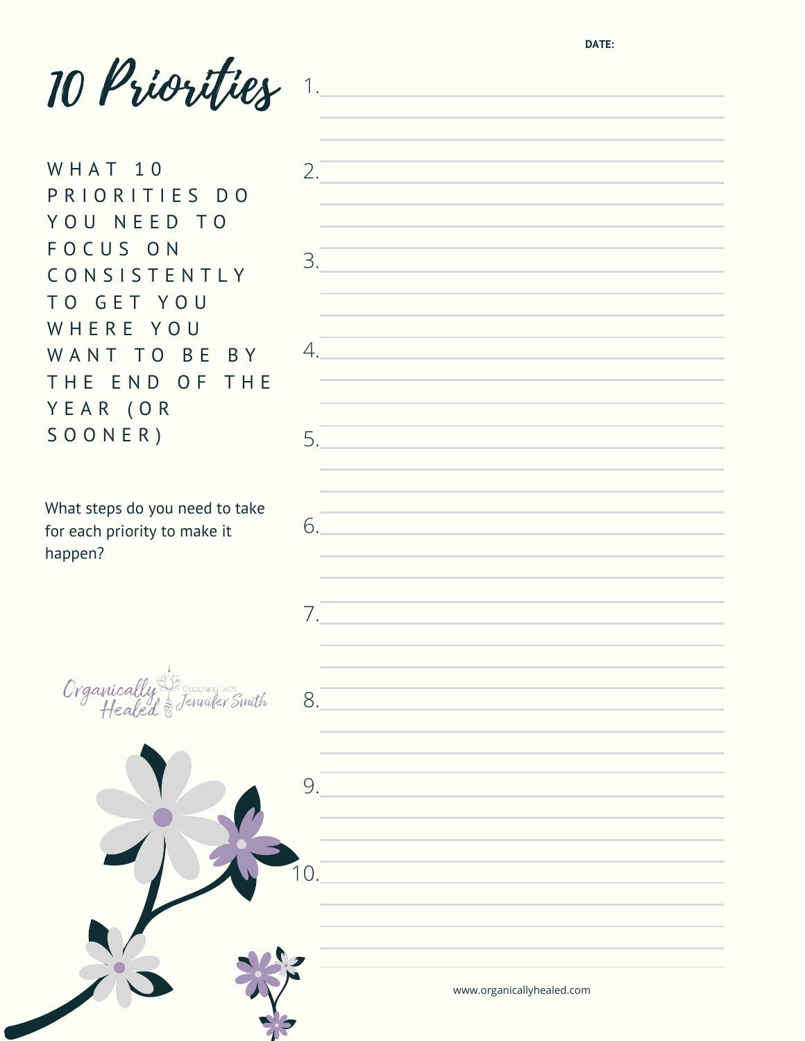DATE:

# 10 Priorities

WHAT 10 PRIORITIES DO YOU NEED TO FOCUS ON CONSISTENTLY TO GET YOU WHERE YOU WANT TO BE BY THE END OF THE YEAR (OR SOONER)

What steps do you need to take for each priority to make it happen?

1.

2.

3.

4.

5.

6.

7.

8.

9.

10.

Organically Healed Coaching with Jennifer Smith

www.organicallyhealed.com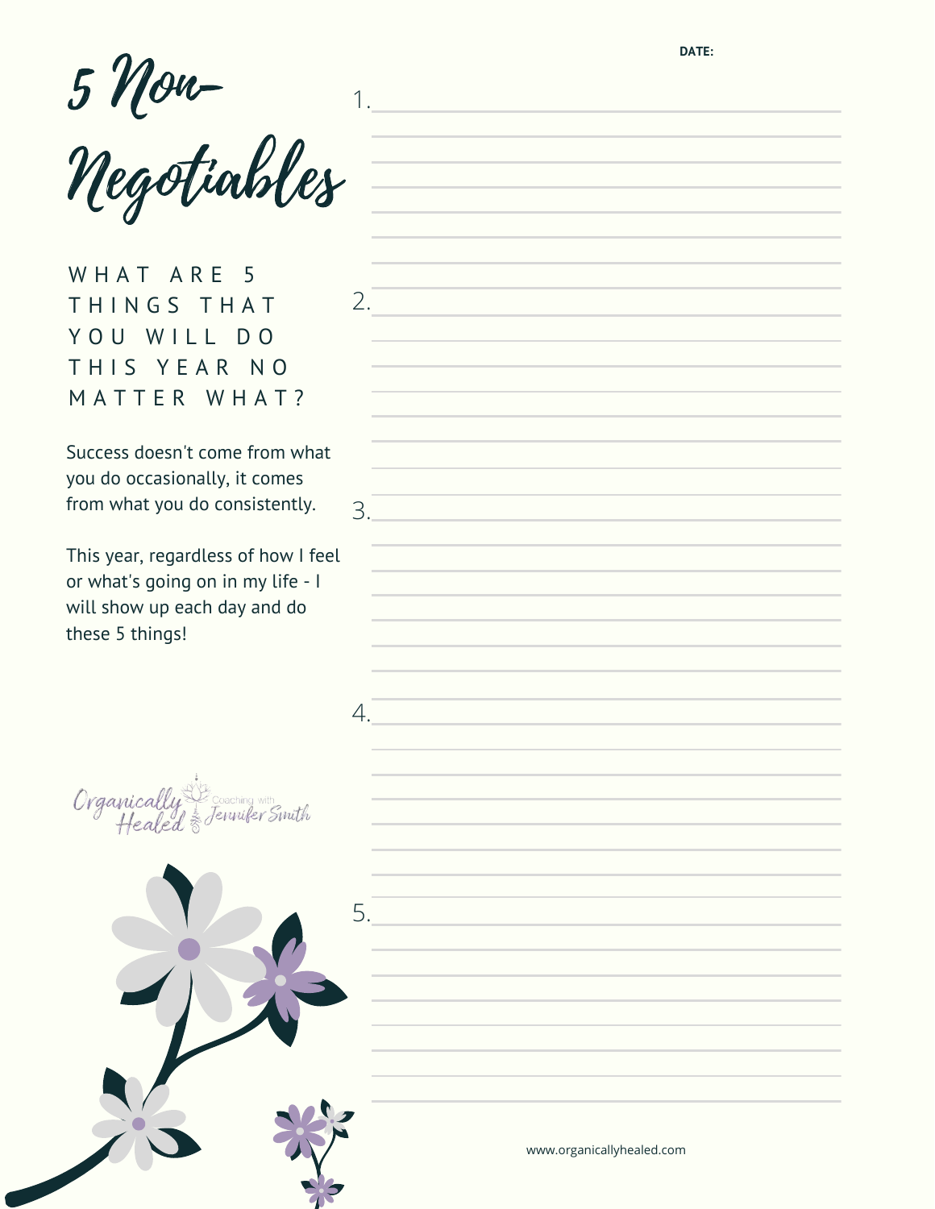# 5 Non-Negotiables

DATE:

## WHAT ARE 5 THINGS THAT YOU WILL DO THIS YEAR NO MATTER WHAT?

Success doesn't come from what you do occasionally, it comes from what you do consistently.

This year, regardless of how I feel or what's going on in my life - I will show up each day and do these 5 things!

1. 

2. 

3. 

4. 

5. 

Organically Healed — Coaching with Jennifer Smith

www.organicallyhealed.com